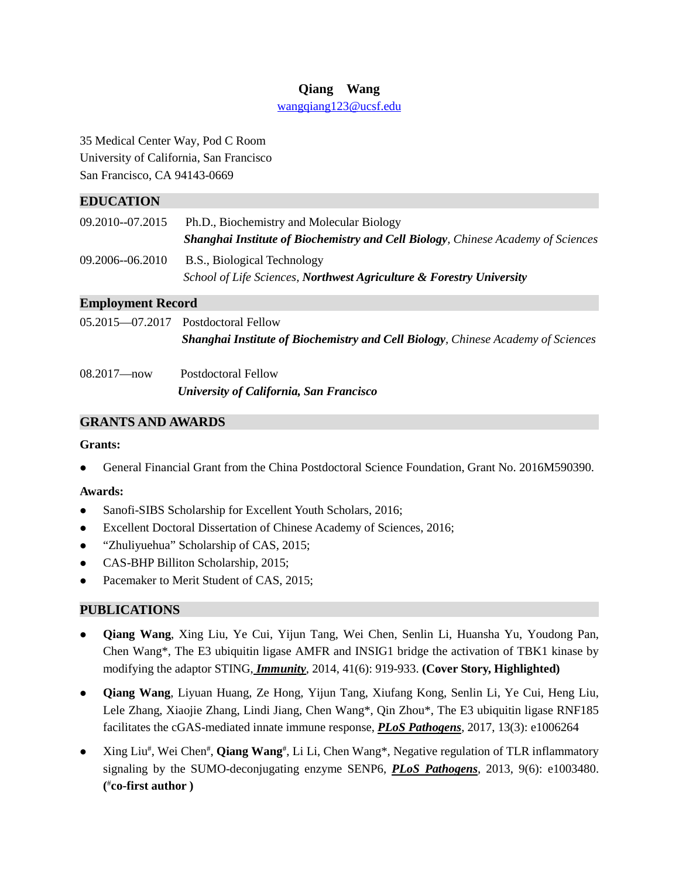# Qiang Wang

wangqiang123@ucsf.edu

35 Medical Center Way, Pod C Room
University of California, San Francisco
San Francisco, CA 94143-0669

## EDUCATION

09.2010--07.2015 Ph.D., Biochemistry and Molecular Biology
***Shanghai Institute of Biochemistry and Cell Biology**, Chinese Academy of Sciences*

09.2006--06.2010 B.S., Biological Technology
*School of Life Sciences, **Northwest Agriculture & Forestry University***

## Employment Record

05.2015—07.2017 Postdoctoral Fellow
***Shanghai Institute of Biochemistry and Cell Biology**, Chinese Academy of Sciences*

08.2017—now Postdoctoral Fellow
***University of California, San Francisco***

## GRANTS AND AWARDS

**Grants:**

- General Financial Grant from the China Postdoctoral Science Foundation, Grant No. 2016M590390.

**Awards:**

- Sanofi-SIBS Scholarship for Excellent Youth Scholars, 2016;
- Excellent Doctoral Dissertation of Chinese Academy of Sciences, 2016;
- "Zhuliyuehua" Scholarship of CAS, 2015;
- CAS-BHP Billiton Scholarship, 2015;
- Pacemaker to Merit Student of CAS, 2015;

## PUBLICATIONS

- **Qiang Wang**, Xing Liu, Ye Cui, Yijun Tang, Wei Chen, Senlin Li, Huansha Yu, Youdong Pan, Chen Wang*, The E3 ubiquitin ligase AMFR and INSIG1 bridge the activation of TBK1 kinase by modifying the adaptor STING, ***Immunity***, 2014, 41(6): 919-933. **(Cover Story, Highlighted)**
- **Qiang Wang**, Liyuan Huang, Ze Hong, Yijun Tang, Xiufang Kong, Senlin Li, Ye Cui, Heng Liu, Lele Zhang, Xiaojie Zhang, Lindi Jiang, Chen Wang*, Qin Zhou*, The E3 ubiquitin ligase RNF185 facilitates the cGAS-mediated innate immune response, ***PLoS Pathogens***, 2017, 13(3): e1006264
- Xing Liu[#], Wei Chen[#], **Qiang Wang**[#], Li Li, Chen Wang*, Negative regulation of TLR inflammatory signaling by the SUMO-deconjugating enzyme SENP6, ***PLoS Pathogens***, 2013, 9(6): e1003480. **([#]co-first author )**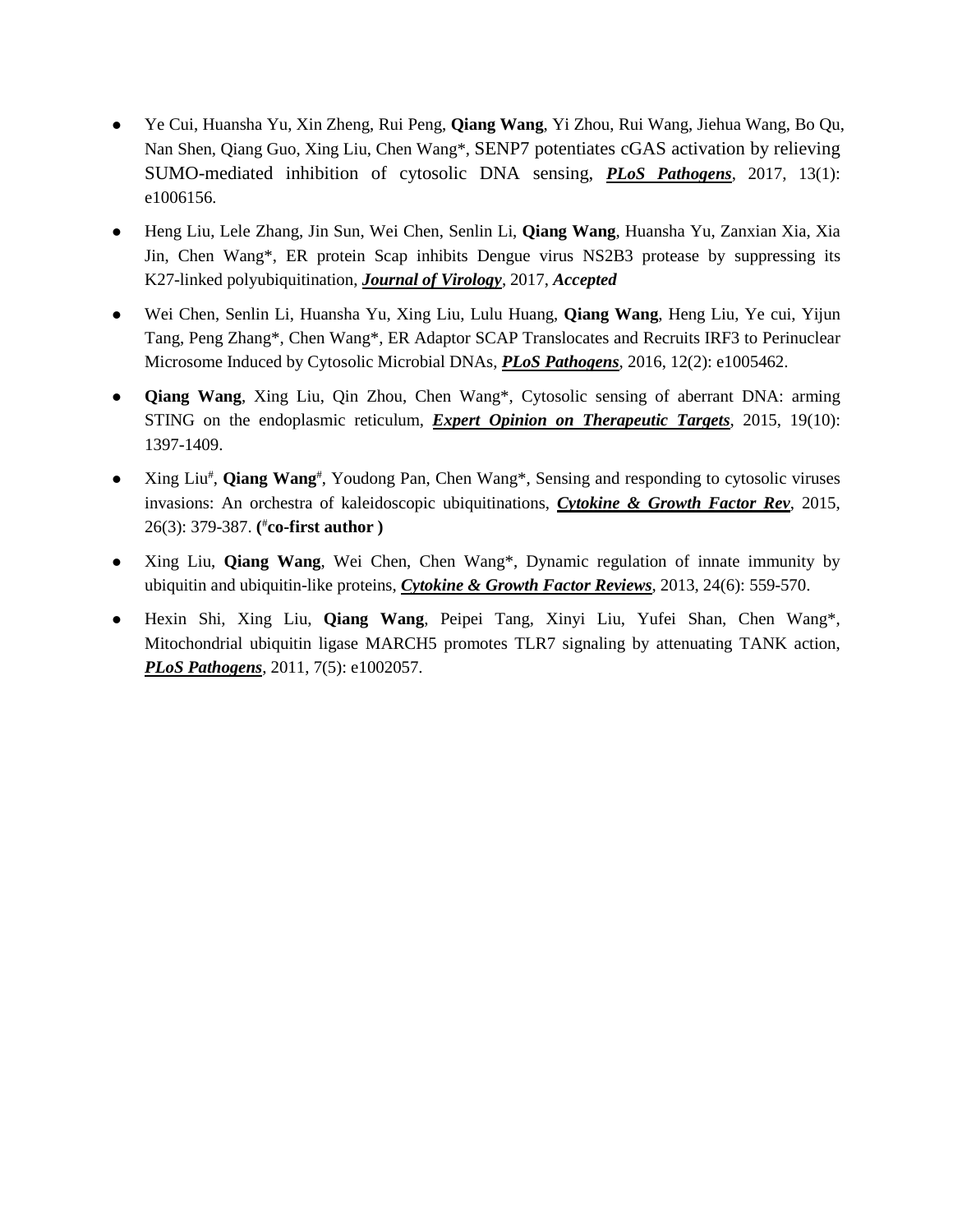- Ye Cui, Huansha Yu, Xin Zheng, Rui Peng, **Qiang Wang**, Yi Zhou, Rui Wang, Jiehua Wang, Bo Qu, Nan Shen, Qiang Guo, Xing Liu, Chen Wang*, SENP7 potentiates cGAS activation by relieving SUMO-mediated inhibition of cytosolic DNA sensing, ***PLoS Pathogens***, 2017, 13(1): e1006156.
- Heng Liu, Lele Zhang, Jin Sun, Wei Chen, Senlin Li, **Qiang Wang**, Huansha Yu, Zanxian Xia, Xia Jin, Chen Wang*, ER protein Scap inhibits Dengue virus NS2B3 protease by suppressing its K27-linked polyubiquitination, ***Journal of Virology***, 2017, ***Accepted***
- Wei Chen, Senlin Li, Huansha Yu, Xing Liu, Lulu Huang, **Qiang Wang**, Heng Liu, Ye cui, Yijun Tang, Peng Zhang*, Chen Wang*, ER Adaptor SCAP Translocates and Recruits IRF3 to Perinuclear Microsome Induced by Cytosolic Microbial DNAs, ***PLoS Pathogens***, 2016, 12(2): e1005462.
- **Qiang Wang**, Xing Liu, Qin Zhou, Chen Wang*, Cytosolic sensing of aberrant DNA: arming STING on the endoplasmic reticulum, ***Expert Opinion on Therapeutic Targets***, 2015, 19(10): 1397-1409.
- Xing Liu[#], **Qiang Wang**[#], Youdong Pan, Chen Wang*, Sensing and responding to cytosolic viruses invasions: An orchestra of kaleidoscopic ubiquitinations, ***Cytokine & Growth Factor Rev***, 2015, 26(3): 379-387. **([#]co-first author )**
- Xing Liu, **Qiang Wang**, Wei Chen, Chen Wang*, Dynamic regulation of innate immunity by ubiquitin and ubiquitin-like proteins, ***Cytokine & Growth Factor Reviews***, 2013, 24(6): 559-570.
- Hexin Shi, Xing Liu, **Qiang Wang**, Peipei Tang, Xinyi Liu, Yufei Shan, Chen Wang*, Mitochondrial ubiquitin ligase MARCH5 promotes TLR7 signaling by attenuating TANK action, ***PLoS Pathogens***, 2011, 7(5): e1002057.